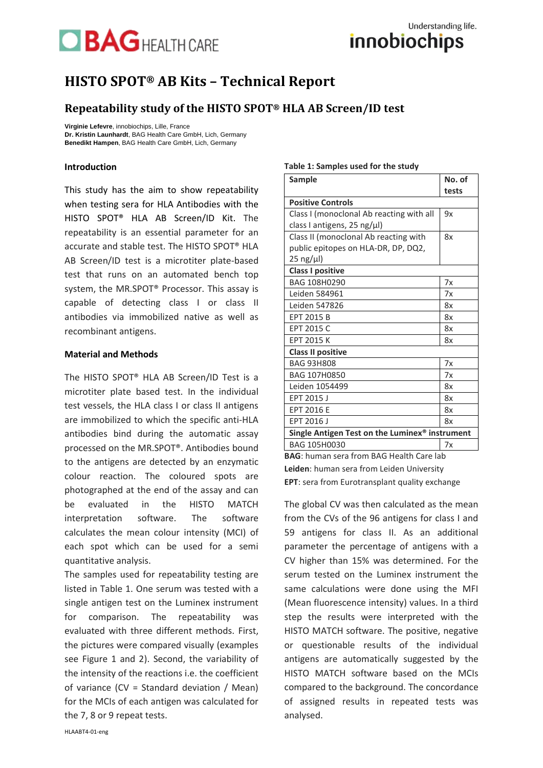# HISTO SPOT® AB Kits – Technical Report

## Repeatability study of the HISTO SPOT® HLA AB Screen/ID test

**Virginie Lefevre**, innobiochips, Lille, France
**Dr. Kristin Launhardt**, BAG Health Care GmbH, Lich, Germany
**Benedikt Hampen**, BAG Health Care GmbH, Lich, Germany

### Introduction

This study has the aim to show repeatability when testing sera for HLA Antibodies with the HISTO SPOT® HLA AB Screen/ID Kit. The repeatability is an essential parameter for an accurate and stable test. The HISTO SPOT® HLA AB Screen/ID test is a microtiter plate-based test that runs on an automated bench top system, the MR.SPOT® Processor. This assay is capable of detecting class I or class II antibodies via immobilized native as well as recombinant antigens.

### Material and Methods

The HISTO SPOT® HLA AB Screen/ID Test is a microtiter plate based test. In the individual test vessels, the HLA class I or class II antigens are immobilized to which the specific anti-HLA antibodies bind during the automatic assay processed on the MR.SPOT®. Antibodies bound to the antigens are detected by an enzymatic colour reaction. The coloured spots are photographed at the end of the assay and can be evaluated in the HISTO MATCH interpretation software. The software calculates the mean colour intensity (MCI) of each spot which can be used for a semi quantitative analysis.

The samples used for repeatability testing are listed in Table 1. One serum was tested with a single antigen test on the Luminex instrument for comparison. The repeatability was evaluated with three different methods. First, the pictures were compared visually (examples see Figure 1 and 2). Second, the variability of the intensity of the reactions i.e. the coefficient of variance (CV = Standard deviation / Mean) for the MCIs of each antigen was calculated for the 7, 8 or 9 repeat tests.

**Table 1: Samples used for the study**

| Sample | No. of tests |
|---|---|
| **Positive Controls** | |
| Class I (monoclonal Ab reacting with all class I antigens, 25 ng/µl) | 9x |
| Class II (monoclonal Ab reacting with public epitopes on HLA-DR, DP, DQ2, 25 ng/µl) | 8x |
| **Class I positive** | |
| BAG 108H0290 | 7x |
| Leiden 584961 | 7x |
| Leiden 547826 | 8x |
| EPT 2015 B | 8x |
| EPT 2015 C | 8x |
| EPT 2015 K | 8x |
| **Class II positive** | |
| BAG 93H808 | 7x |
| BAG 107H0850 | 7x |
| Leiden 1054499 | 8x |
| EPT 2015 J | 8x |
| EPT 2016 E | 8x |
| EPT 2016 J | 8x |
| **Single Antigen Test on the Luminex® instrument** | |
| BAG 105H0030 | 7x |

**BAG**: human sera from BAG Health Care lab
**Leiden**: human sera from Leiden University
**EPT**: sera from Eurotransplant quality exchange

The global CV was then calculated as the mean from the CVs of the 96 antigens for class I and 59 antigens for class II. As an additional parameter the percentage of antigens with a CV higher than 15% was determined. For the serum tested on the Luminex instrument the same calculations were done using the MFI (Mean fluorescence intensity) values. In a third step the results were interpreted with the HISTO MATCH software. The positive, negative or questionable results of the individual antigens are automatically suggested by the HISTO MATCH software based on the MCIs compared to the background. The concordance of assigned results in repeated tests was analysed.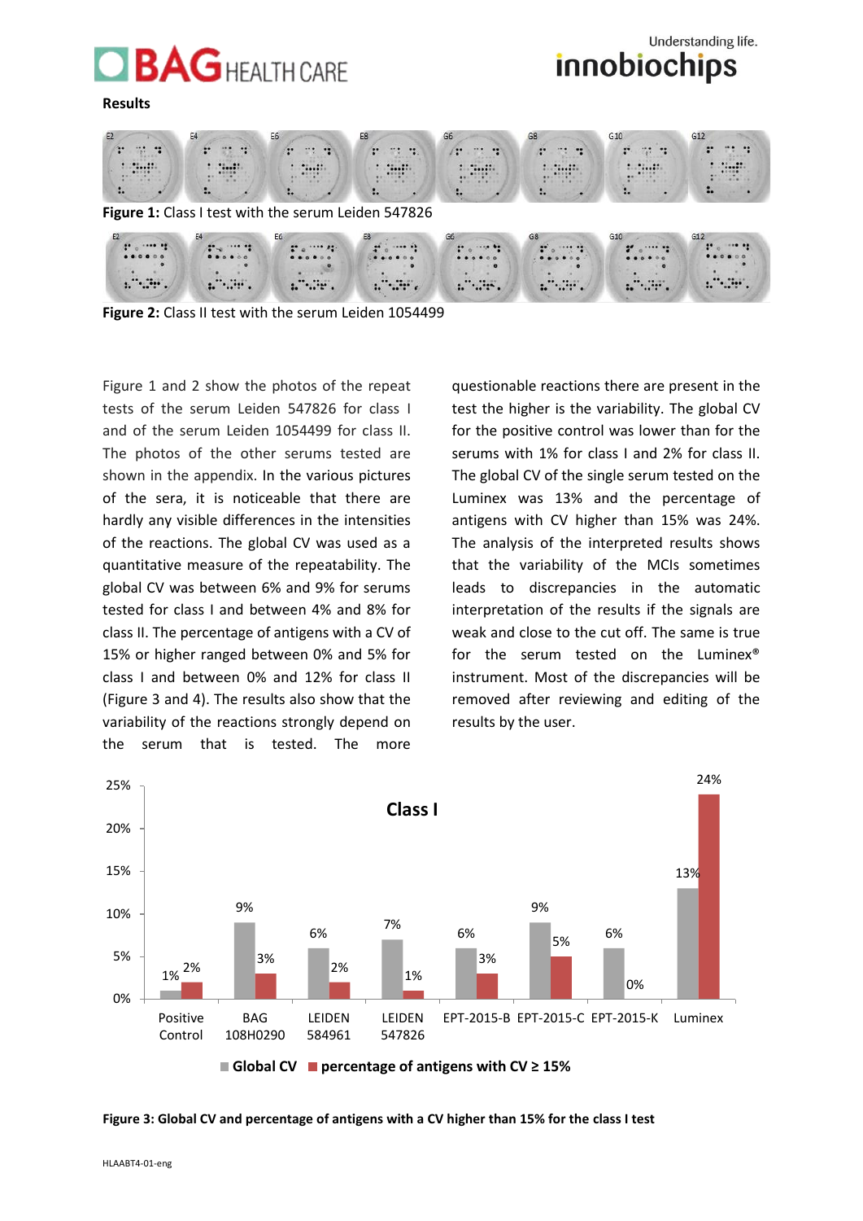**Results**

**Figure 1:** Class I test with the serum Leiden 547826

**Figure 2:** Class II test with the serum Leiden 1054499

Figure 1 and 2 show the photos of the repeat tests of the serum Leiden 547826 for class I and of the serum Leiden 1054499 for class II. The photos of the other serums tested are shown in the appendix. In the various pictures of the sera, it is noticeable that there are hardly any visible differences in the intensities of the reactions. The global CV was used as a quantitative measure of the repeatability. The global CV was between 6% and 9% for serums tested for class I and between 4% and 8% for class II. The percentage of antigens with a CV of 15% or higher ranged between 0% and 5% for class I and between 0% and 12% for class II (Figure 3 and 4). The results also show that the variability of the reactions strongly depend on the serum that is tested. The more questionable reactions there are present in the test the higher is the variability. The global CV for the positive control was lower than for the serums with 1% for class I and 2% for class II. The global CV of the single serum tested on the Luminex was 13% and the percentage of antigens with CV higher than 15% was 24%. The analysis of the interpreted results shows that the variability of the MCIs sometimes leads to discrepancies in the automatic interpretation of the results if the signals are weak and close to the cut off. The same is true for the serum tested on the Luminex® instrument. Most of the discrepancies will be removed after reviewing and editing of the results by the user.

**Class I**

| | Global CV | percentage of antigens with CV ≥ 15% |
|---|---|---|
| Positive Control | 1% | 2% |
| BAG 108H0290 | 9% | 3% |
| LEIDEN 584961 | 6% | 2% |
| LEIDEN 547826 | 7% | 1% |
| EPT-2015-B | 6% | 3% |
| EPT-2015-C | 9% | 5% |
| EPT-2015-K | 6% | 0% |
| Luminex | 13% | 24% |

**Figure 3: Global CV and percentage of antigens with a CV higher than 15% for the class I test**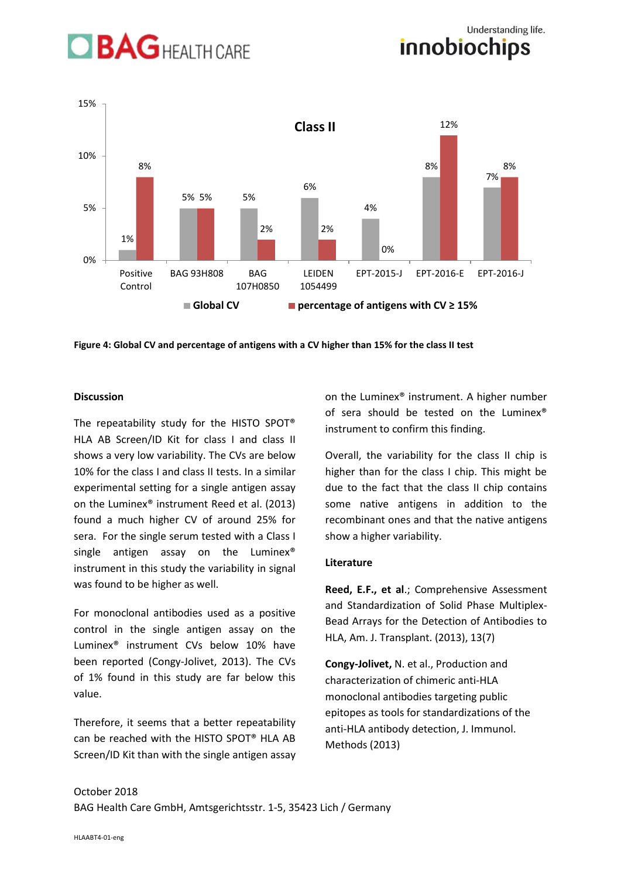**Class II**

| | Global CV | percentage of antigens with CV ≥ 15% |
|---|---|---|
| Positive Control | 1% | 8% |
| BAG 93H808 | 5% | 5% |
| BAG 107H0850 | 5% | 2% |
| LEIDEN 1054499 | 6% | 2% |
| EPT-2015-J | 4% | 0% |
| EPT-2016-E | 8% | 12% |
| EPT-2016-J | 7% | 8% |

**Figure 4: Global CV and percentage of antigens with a CV higher than 15% for the class II test**

**Discussion**

The repeatability study for the HISTO SPOT® HLA AB Screen/ID Kit for class I and class II shows a very low variability. The CVs are below 10% for the class I and class II tests. In a similar experimental setting for a single antigen assay on the Luminex® instrument Reed et al. (2013) found a much higher CV of around 25% for sera. For the single serum tested with a Class I single antigen assay on the Luminex® instrument in this study the variability in signal was found to be higher as well.

For monoclonal antibodies used as a positive control in the single antigen assay on the Luminex® instrument CVs below 10% have been reported (Congy-Jolivet, 2013). The CVs of 1% found in this study are far below this value.

Therefore, it seems that a better repeatability can be reached with the HISTO SPOT® HLA AB Screen/ID Kit than with the single antigen assay on the Luminex® instrument. A higher number of sera should be tested on the Luminex® instrument to confirm this finding.

Overall, the variability for the class II chip is higher than for the class I chip. This might be due to the fact that the class II chip contains some native antigens in addition to the recombinant ones and that the native antigens show a higher variability.

**Literature**

**Reed, E.F., et al**.; Comprehensive Assessment and Standardization of Solid Phase Multiplex-Bead Arrays for the Detection of Antibodies to HLA, Am. J. Transplant. (2013), 13(7)

**Congy-Jolivet,** N. et al., Production and characterization of chimeric anti-HLA monoclonal antibodies targeting public epitopes as tools for standardizations of the anti-HLA antibody detection, J. Immunol. Methods (2013)

October 2018
BAG Health Care GmbH, Amtsgerichtsstr. 1-5, 35423 Lich / Germany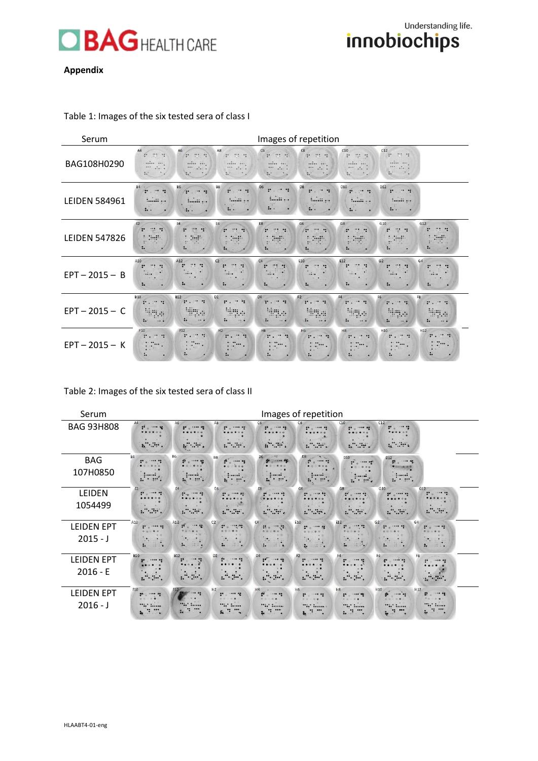**Appendix**

Table 1: Images of the six tested sera of class I

| Serum | Images of repetition | | | | | | | |
|---|---|---|---|---|---|---|---|---|
| BAG108H0290 | A4 | A6 | A8 | C6 | C8 | C10 | C12 | |
| LEIDEN 584961 | B4 | B6 | B8 | D6 | D8 | D10 | D12 | |
| LEIDEN 547826 | E2 | E4 | E6 | E8 | G6 | G8 | G10 | G12 |
| EPT – 2015 – B | A10 | A12 | C2 | C4 | E10 | E12 | G2 | G4 |
| EPT – 2015 – C | B10 | B12 | D2 | D4 | F2 | F4 | F6 | F8 |
| EPT – 2015 – K | F10 | F12 | H2 | H4 | H6 | H8 | H10 | H12 |

Table 2: Images of the six tested sera of class II

| Serum | Images of repetition | | | | | | | |
|---|---|---|---|---|---|---|---|---|
| BAG 93H808 | A4 | A6 | A8 | C6 | C8 | C10 | C12 | |
| BAG 107H0850 | B4 | B6 | B8 | D6 | D8 | D10 | D12 | |
| LEIDEN 1054499 | E2 | E4 | E6 | E8 | G6 | G8 | G10 | G12 |
| LEIDEN EPT 2015 - J | A10 | A12 | C2 | C4 | E10 | E12 | G2 | G4 |
| LEIDEN EPT 2016 - E | B10 | B12 | D2 | D4 | F2 | F4 | F6 | F8 |
| LEIDEN EPT 2016 - J | F10 | F12 | H2 | H4 | H6 | H8 | H10 | H12 |